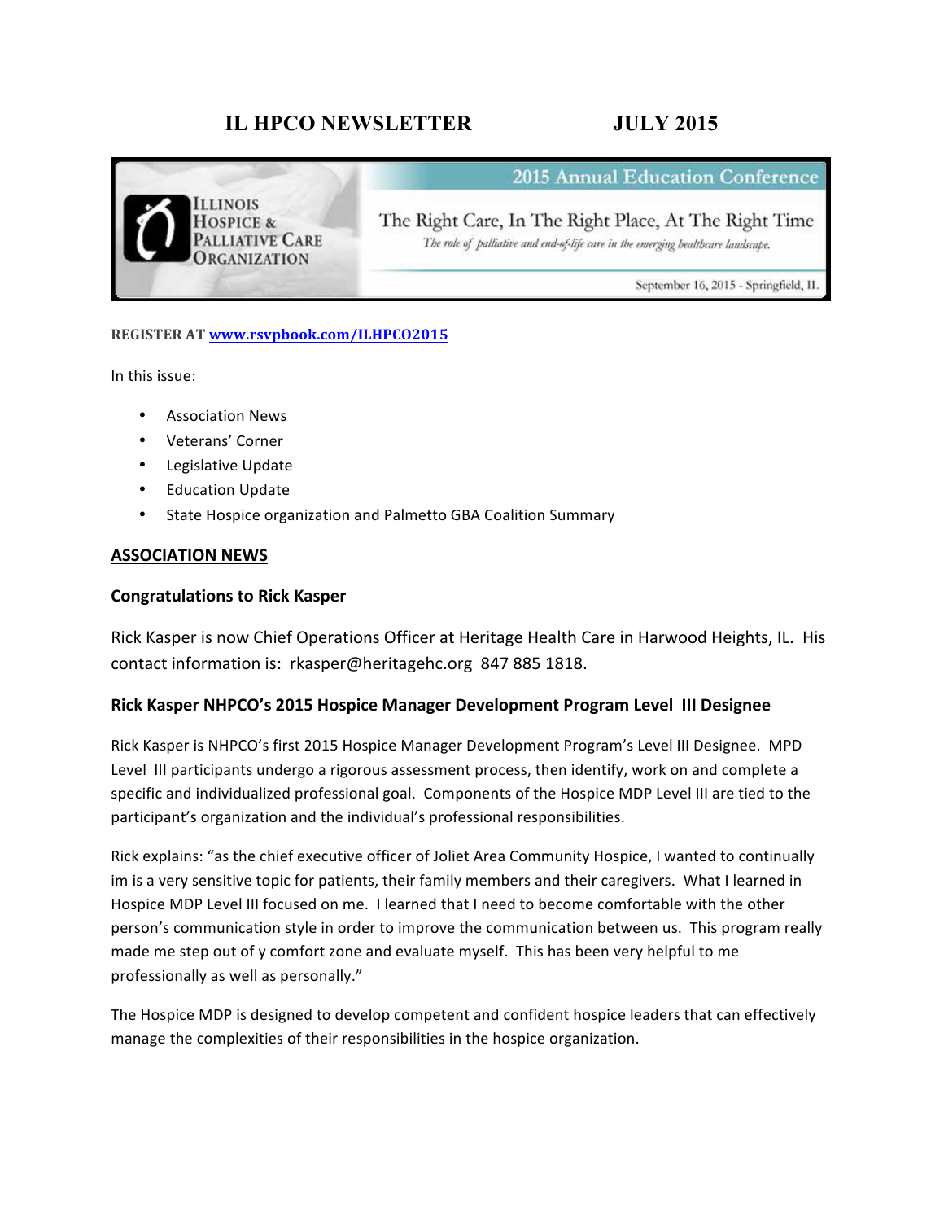# IL HPCO NEWSLETTER JULY 2015

ILLINOIS HOSPICE & PALLIATIVE CARE ORGANIZATION

**2015 Annual Education Conference**

The Right Care, In The Right Place, At The Right Time

*The role of palliative and end-of-life care in the emerging healthcare landscape.*

September 16, 2015 - Springfield, IL

**REGISTER AT [www.rsvpbook.com/ILHPCO2015](www.rsvpbook.com/ILHPCO2015)**

In this issue:

- Association News
- Veterans' Corner
- Legislative Update
- Education Update
- State Hospice organization and Palmetto GBA Coalition Summary

## ASSOCIATION NEWS

### Congratulations to Rick Kasper

Rick Kasper is now Chief Operations Officer at Heritage Health Care in Harwood Heights, IL. His contact information is: rkasper@heritagehc.org 847 885 1818.

### Rick Kasper NHPCO's 2015 Hospice Manager Development Program Level III Designee

Rick Kasper is NHPCO's first 2015 Hospice Manager Development Program's Level III Designee. MPD Level III participants undergo a rigorous assessment process, then identify, work on and complete a specific and individualized professional goal. Components of the Hospice MDP Level III are tied to the participant's organization and the individual's professional responsibilities.

Rick explains: "as the chief executive officer of Joliet Area Community Hospice, I wanted to continually im is a very sensitive topic for patients, their family members and their caregivers. What I learned in Hospice MDP Level III focused on me. I learned that I need to become comfortable with the other person's communication style in order to improve the communication between us. This program really made me step out of y comfort zone and evaluate myself. This has been very helpful to me professionally as well as personally."

The Hospice MDP is designed to develop competent and confident hospice leaders that can effectively manage the complexities of their responsibilities in the hospice organization.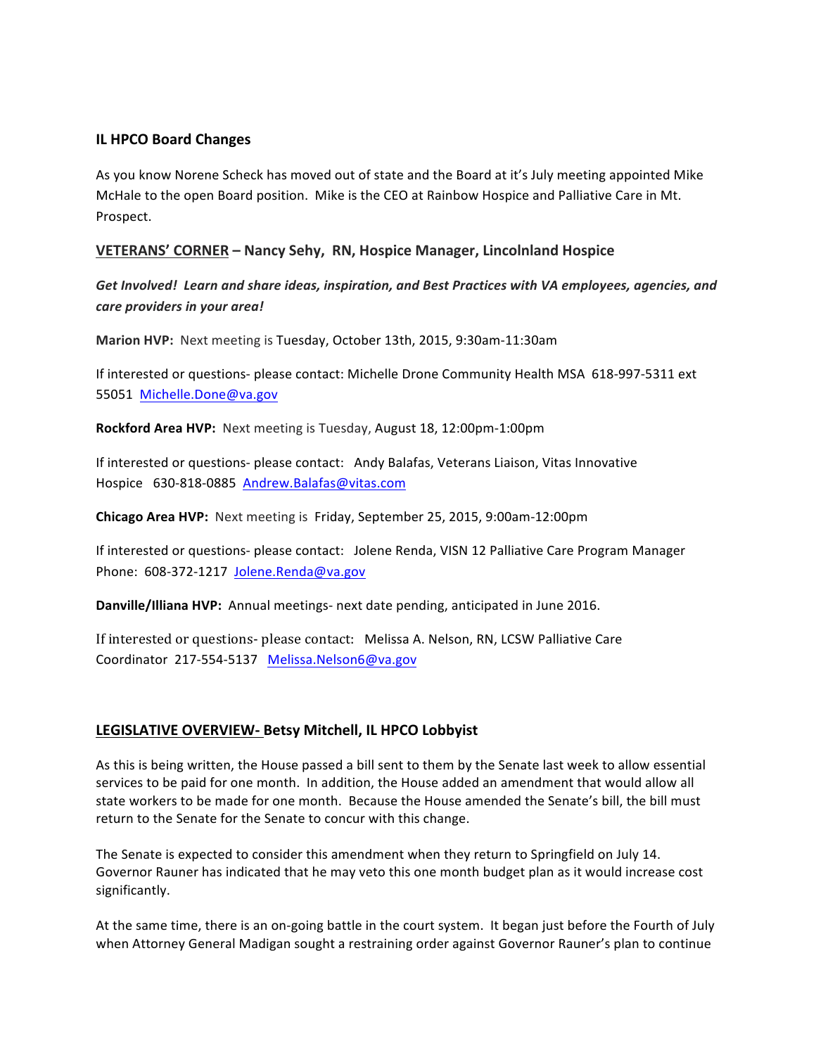### IL HPCO Board Changes

As you know Norene Scheck has moved out of state and the Board at it's July meeting appointed Mike McHale to the open Board position. Mike is the CEO at Rainbow Hospice and Palliative Care in Mt. Prospect.

### VETERANS' CORNER – Nancy Sehy, RN, Hospice Manager, Lincolnland Hospice

***Get Involved! Learn and share ideas, inspiration, and Best Practices with VA employees, agencies, and care providers in your area!***

**Marion HVP:** Next meeting is Tuesday, October 13th, 2015, 9:30am-11:30am

If interested or questions- please contact: Michelle Drone Community Health MSA 618-997-5311 ext 55051 Michelle.Done@va.gov

**Rockford Area HVP:** Next meeting is Tuesday, August 18, 12:00pm-1:00pm

If interested or questions- please contact: Andy Balafas, Veterans Liaison, Vitas Innovative Hospice 630-818-0885 Andrew.Balafas@vitas.com

**Chicago Area HVP:** Next meeting is Friday, September 25, 2015, 9:00am-12:00pm

If interested or questions- please contact: Jolene Renda, VISN 12 Palliative Care Program Manager Phone: 608-372-1217 Jolene.Renda@va.gov

**Danville/Illiana HVP:** Annual meetings- next date pending, anticipated in June 2016.

If interested or questions- please contact: Melissa A. Nelson, RN, LCSW Palliative Care Coordinator 217-554-5137 Melissa.Nelson6@va.gov

### LEGISLATIVE OVERVIEW- Betsy Mitchell, IL HPCO Lobbyist

As this is being written, the House passed a bill sent to them by the Senate last week to allow essential services to be paid for one month. In addition, the House added an amendment that would allow all state workers to be made for one month. Because the House amended the Senate's bill, the bill must return to the Senate for the Senate to concur with this change.

The Senate is expected to consider this amendment when they return to Springfield on July 14. Governor Rauner has indicated that he may veto this one month budget plan as it would increase cost significantly.

At the same time, there is an on-going battle in the court system. It began just before the Fourth of July when Attorney General Madigan sought a restraining order against Governor Rauner's plan to continue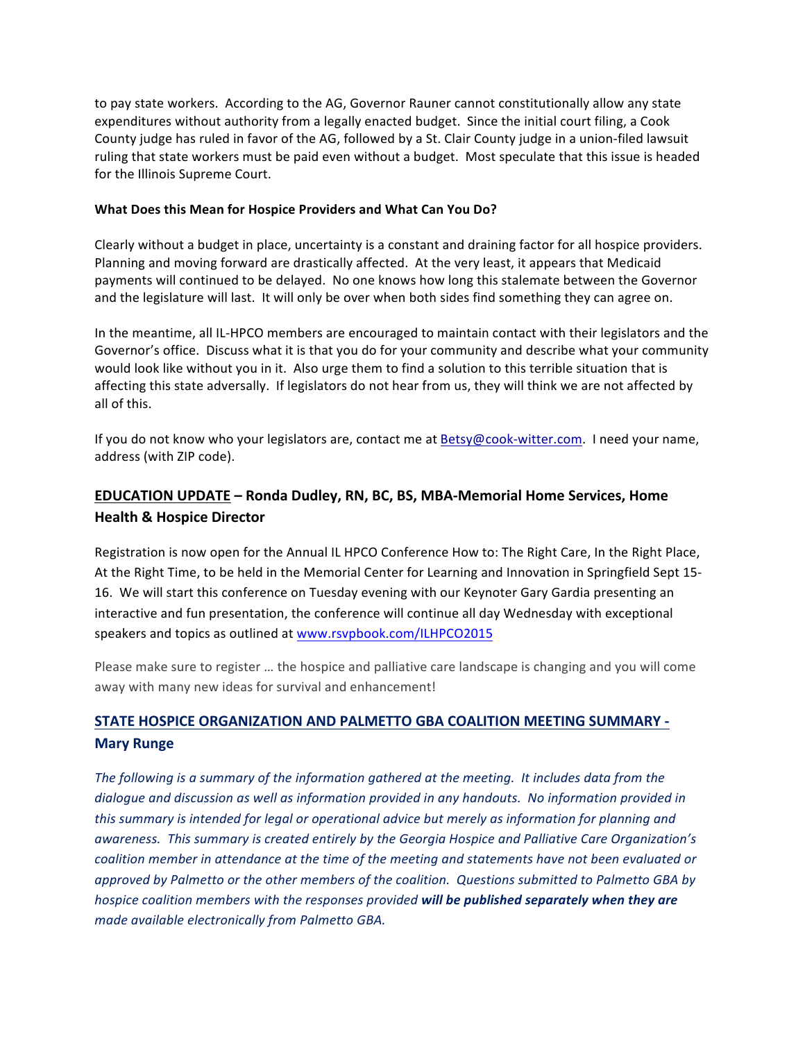to pay state workers. According to the AG, Governor Rauner cannot constitutionally allow any state expenditures without authority from a legally enacted budget. Since the initial court filing, a Cook County judge has ruled in favor of the AG, followed by a St. Clair County judge in a union-filed lawsuit ruling that state workers must be paid even without a budget. Most speculate that this issue is headed for the Illinois Supreme Court.

**What Does this Mean for Hospice Providers and What Can You Do?**

Clearly without a budget in place, uncertainty is a constant and draining factor for all hospice providers. Planning and moving forward are drastically affected. At the very least, it appears that Medicaid payments will continued to be delayed. No one knows how long this stalemate between the Governor and the legislature will last. It will only be over when both sides find something they can agree on.

In the meantime, all IL-HPCO members are encouraged to maintain contact with their legislators and the Governor's office. Discuss what it is that you do for your community and describe what your community would look like without you in it. Also urge them to find a solution to this terrible situation that is affecting this state adversally. If legislators do not hear from us, they will think we are not affected by all of this.

If you do not know who your legislators are, contact me at Betsy@cook-witter.com. I need your name, address (with ZIP code).

## EDUCATION UPDATE – Ronda Dudley, RN, BC, BS, MBA-Memorial Home Services, Home Health & Hospice Director

Registration is now open for the Annual IL HPCO Conference How to: The Right Care, In the Right Place, At the Right Time, to be held in the Memorial Center for Learning and Innovation in Springfield Sept 15-16. We will start this conference on Tuesday evening with our Keynoter Gary Gardia presenting an interactive and fun presentation, the conference will continue all day Wednesday with exceptional speakers and topics as outlined at www.rsvpbook.com/ILHPCO2015

Please make sure to register … the hospice and palliative care landscape is changing and you will come away with many new ideas for survival and enhancement!

## STATE HOSPICE ORGANIZATION AND PALMETTO GBA COALITION MEETING SUMMARY - Mary Runge

*The following is a summary of the information gathered at the meeting. It includes data from the dialogue and discussion as well as information provided in any handouts. No information provided in this summary is intended for legal or operational advice but merely as information for planning and awareness. This summary is created entirely by the Georgia Hospice and Palliative Care Organization's coalition member in attendance at the time of the meeting and statements have not been evaluated or approved by Palmetto or the other members of the coalition. Questions submitted to Palmetto GBA by hospice coalition members with the responses provided* ***will be published separately when they are made available electronically from Palmetto GBA.***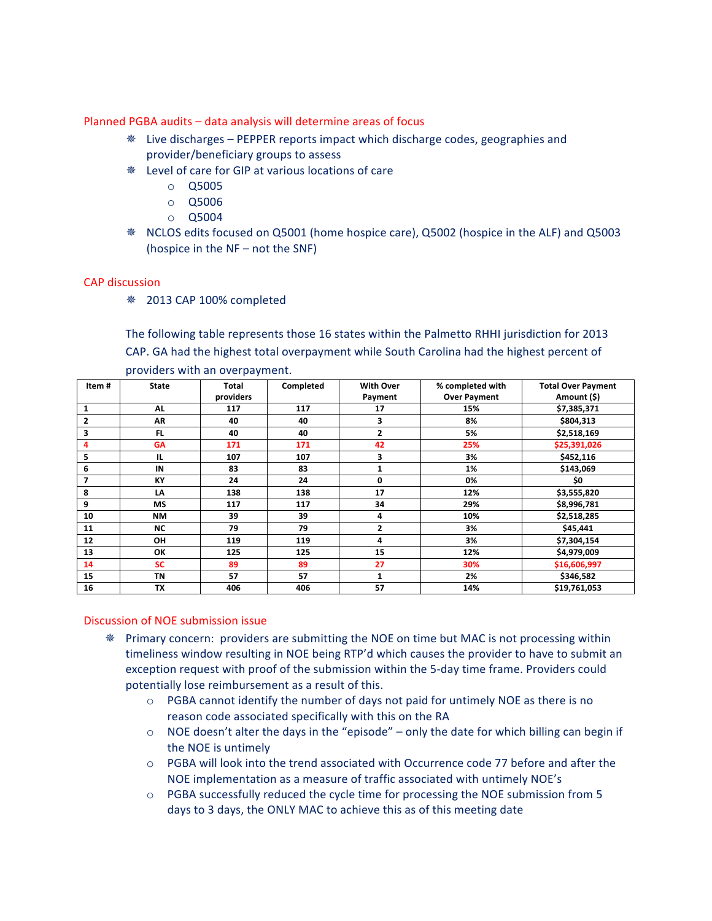Planned PGBA audits – data analysis will determine areas of focus

- Live discharges – PEPPER reports impact which discharge codes, geographies and provider/beneficiary groups to assess
- Level of care for GIP at various locations of care
  - Q5005
  - Q5006
  - Q5004
- NCLOS edits focused on Q5001 (home hospice care), Q5002 (hospice in the ALF) and Q5003 (hospice in the NF – not the SNF)

CAP discussion

- 2013 CAP 100% completed

The following table represents those 16 states within the Palmetto RHHI jurisdiction for 2013 CAP. GA had the highest total overpayment while South Carolina had the highest percent of providers with an overpayment.

| Item # | State | Total providers | Completed | With Over Payment | % completed with Over Payment | Total Over Payment Amount ($) |
|---|---|---|---|---|---|---|
| 1 | AL | 117 | 117 | 17 | 15% | $7,385,371 |
| 2 | AR | 40 | 40 | 3 | 8% | $804,313 |
| 3 | FL | 40 | 40 | 2 | 5% | $2,518,169 |
| 4 | GA | 171 | 171 | 42 | 25% | $25,391,026 |
| 5 | IL | 107 | 107 | 3 | 3% | $452,116 |
| 6 | IN | 83 | 83 | 1 | 1% | $143,069 |
| 7 | KY | 24 | 24 | 0 | 0% | $0 |
| 8 | LA | 138 | 138 | 17 | 12% | $3,555,820 |
| 9 | MS | 117 | 117 | 34 | 29% | $8,996,781 |
| 10 | NM | 39 | 39 | 4 | 10% | $2,518,285 |
| 11 | NC | 79 | 79 | 2 | 3% | $45,441 |
| 12 | OH | 119 | 119 | 4 | 3% | $7,304,154 |
| 13 | OK | 125 | 125 | 15 | 12% | $4,979,009 |
| 14 | SC | 89 | 89 | 27 | 30% | $16,606,997 |
| 15 | TN | 57 | 57 | 1 | 2% | $346,582 |
| 16 | TX | 406 | 406 | 57 | 14% | $19,761,053 |

Discussion of NOE submission issue

- Primary concern: providers are submitting the NOE on time but MAC is not processing within timeliness window resulting in NOE being RTP'd which causes the provider to have to submit an exception request with proof of the submission within the 5-day time frame. Providers could potentially lose reimbursement as a result of this.
  - PGBA cannot identify the number of days not paid for untimely NOE as there is no reason code associated specifically with this on the RA
  - NOE doesn't alter the days in the "episode" – only the date for which billing can begin if the NOE is untimely
  - PGBA will look into the trend associated with Occurrence code 77 before and after the NOE implementation as a measure of traffic associated with untimely NOE's
  - PGBA successfully reduced the cycle time for processing the NOE submission from 5 days to 3 days, the ONLY MAC to achieve this as of this meeting date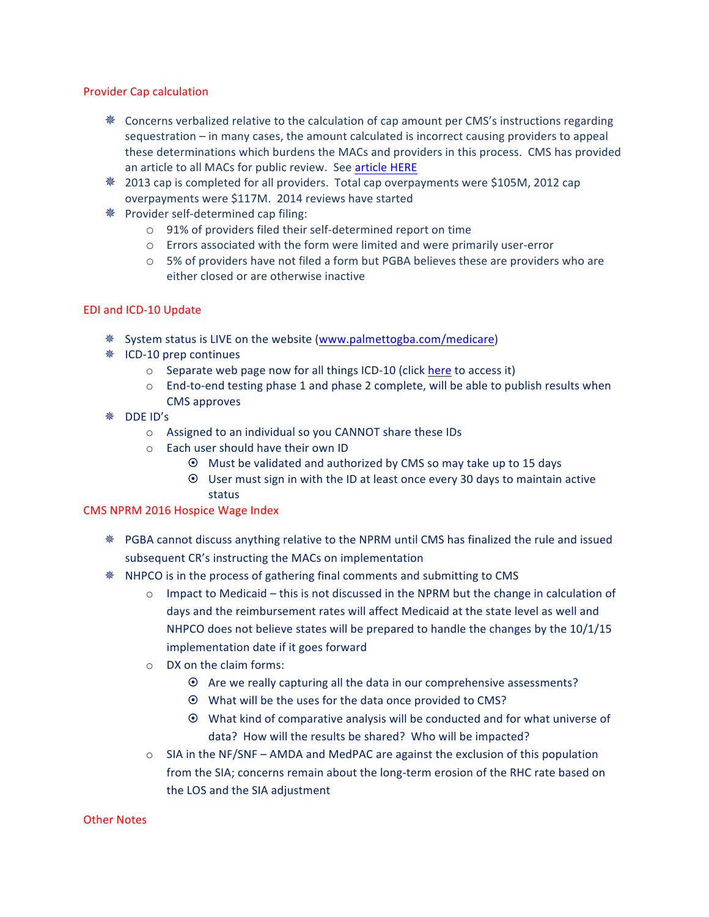## Provider Cap calculation

- Concerns verbalized relative to the calculation of cap amount per CMS's instructions regarding sequestration – in many cases, the amount calculated is incorrect causing providers to appeal these determinations which burdens the MACs and providers in this process. CMS has provided an article to all MACs for public review. See article HERE
- 2013 cap is completed for all providers. Total cap overpayments were $105M, 2012 cap overpayments were $117M. 2014 reviews have started
- Provider self-determined cap filing:
  - 91% of providers filed their self-determined report on time
  - Errors associated with the form were limited and were primarily user-error
  - 5% of providers have not filed a form but PGBA believes these are providers who are either closed or are otherwise inactive

## EDI and ICD-10 Update

- System status is LIVE on the website (www.palmettogba.com/medicare)
- ICD-10 prep continues
  - Separate web page now for all things ICD-10 (click here to access it)
  - End-to-end testing phase 1 and phase 2 complete, will be able to publish results when CMS approves
- DDE ID's
  - Assigned to an individual so you CANNOT share these IDs
  - Each user should have their own ID
    - Must be validated and authorized by CMS so may take up to 15 days
    - User must sign in with the ID at least once every 30 days to maintain active status

## CMS NPRM 2016 Hospice Wage Index

- PGBA cannot discuss anything relative to the NPRM until CMS has finalized the rule and issued subsequent CR's instructing the MACs on implementation
- NHPCO is in the process of gathering final comments and submitting to CMS
  - Impact to Medicaid – this is not discussed in the NPRM but the change in calculation of days and the reimbursement rates will affect Medicaid at the state level as well and NHPCO does not believe states will be prepared to handle the changes by the 10/1/15 implementation date if it goes forward
  - DX on the claim forms:
    - Are we really capturing all the data in our comprehensive assessments?
    - What will be the uses for the data once provided to CMS?
    - What kind of comparative analysis will be conducted and for what universe of data? How will the results be shared? Who will be impacted?
  - SIA in the NF/SNF – AMDA and MedPAC are against the exclusion of this population from the SIA; concerns remain about the long-term erosion of the RHC rate based on the LOS and the SIA adjustment

## Other Notes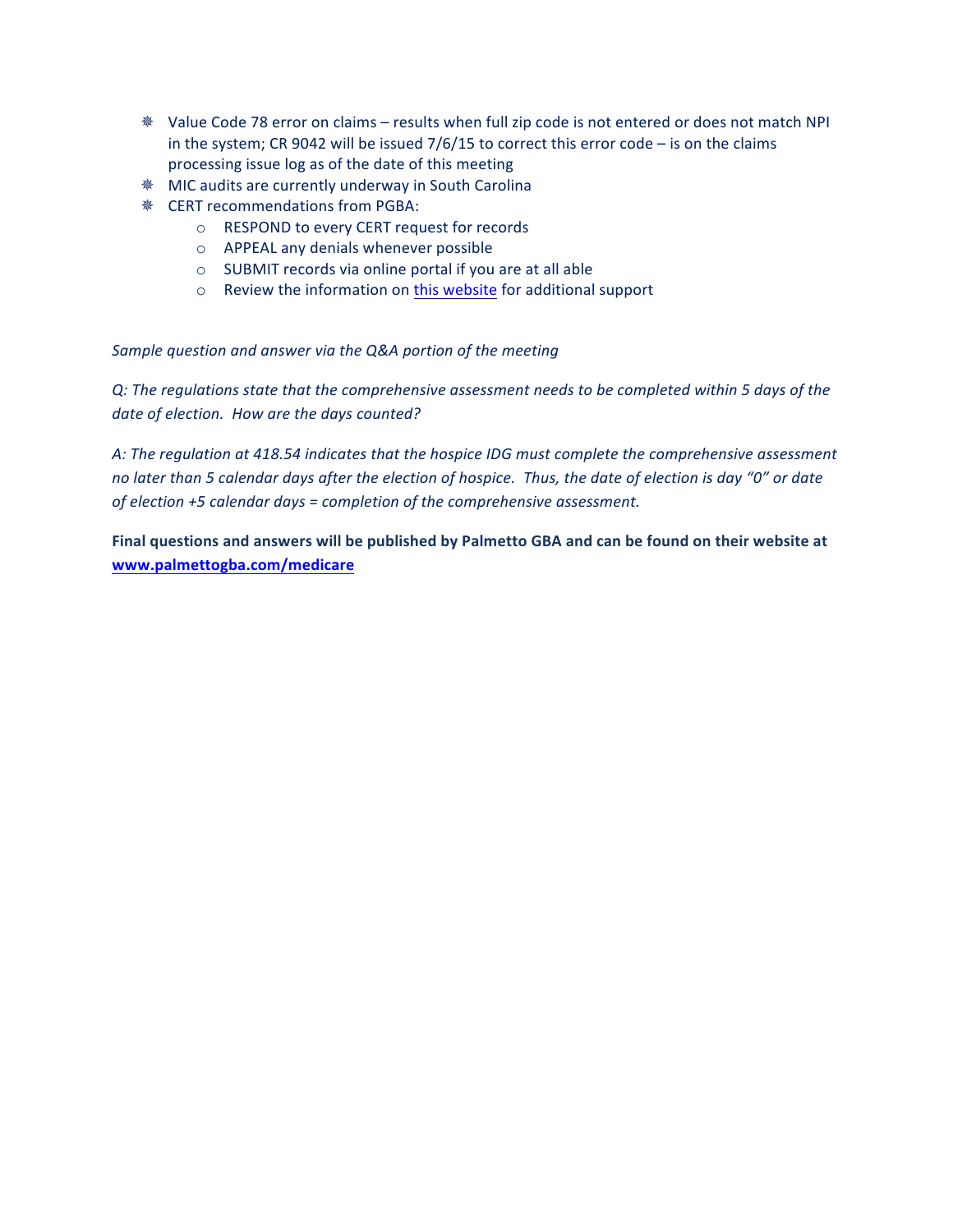- Value Code 78 error on claims – results when full zip code is not entered or does not match NPI in the system; CR 9042 will be issued 7/6/15 to correct this error code – is on the claims processing issue log as of the date of this meeting
- MIC audits are currently underway in South Carolina
- CERT recommendations from PGBA:
  - RESPOND to every CERT request for records
  - APPEAL any denials whenever possible
  - SUBMIT records via online portal if you are at all able
  - Review the information on this website for additional support

*Sample question and answer via the Q&A portion of the meeting*

*Q: The regulations state that the comprehensive assessment needs to be completed within 5 days of the date of election. How are the days counted?*

*A: The regulation at 418.54 indicates that the hospice IDG must complete the comprehensive assessment no later than 5 calendar days after the election of hospice. Thus, the date of election is day "0" or date of election +5 calendar days = completion of the comprehensive assessment.*

**Final questions and answers will be published by Palmetto GBA and can be found on their website at www.palmettogba.com/medicare**